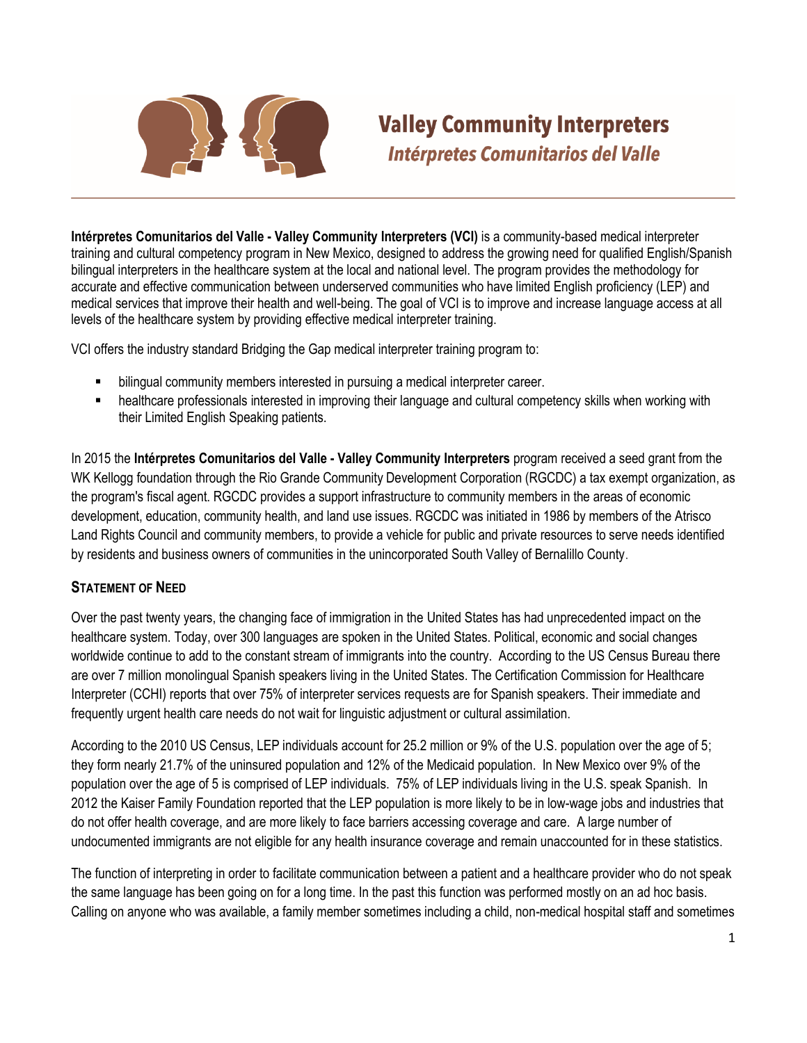# Valley Community Interpreters

## *Intérpretes Comunitarios del Valle*

**Intérpretes Comunitarios del Valle - Valley Community Interpreters (VCI)** is a community-based medical interpreter training and cultural competency program in New Mexico, designed to address the growing need for qualified English/Spanish bilingual interpreters in the healthcare system at the local and national level. The program provides the methodology for accurate and effective communication between underserved communities who have limited English proficiency (LEP) and medical services that improve their health and well-being. The goal of VCI is to improve and increase language access at all levels of the healthcare system by providing effective medical interpreter training.

VCI offers the industry standard Bridging the Gap medical interpreter training program to:

- bilingual community members interested in pursuing a medical interpreter career.
- healthcare professionals interested in improving their language and cultural competency skills when working with their Limited English Speaking patients.

In 2015 the **Intérpretes Comunitarios del Valle - Valley Community Interpreters** program received a seed grant from the WK Kellogg foundation through the Rio Grande Community Development Corporation (RGCDC) a tax exempt organization, as the program's fiscal agent. RGCDC provides a support infrastructure to community members in the areas of economic development, education, community health, and land use issues. RGCDC was initiated in 1986 by members of the Atrisco Land Rights Council and community members, to provide a vehicle for public and private resources to serve needs identified by residents and business owners of communities in the unincorporated South Valley of Bernalillo County.

### Statement of Need

Over the past twenty years, the changing face of immigration in the United States has had unprecedented impact on the healthcare system. Today, over 300 languages are spoken in the United States. Political, economic and social changes worldwide continue to add to the constant stream of immigrants into the country. According to the US Census Bureau there are over 7 million monolingual Spanish speakers living in the United States. The Certification Commission for Healthcare Interpreter (CCHI) reports that over 75% of interpreter services requests are for Spanish speakers. Their immediate and frequently urgent health care needs do not wait for linguistic adjustment or cultural assimilation.

According to the 2010 US Census, LEP individuals account for 25.2 million or 9% of the U.S. population over the age of 5; they form nearly 21.7% of the uninsured population and 12% of the Medicaid population. In New Mexico over 9% of the population over the age of 5 is comprised of LEP individuals. 75% of LEP individuals living in the U.S. speak Spanish. In 2012 the Kaiser Family Foundation reported that the LEP population is more likely to be in low-wage jobs and industries that do not offer health coverage, and are more likely to face barriers accessing coverage and care. A large number of undocumented immigrants are not eligible for any health insurance coverage and remain unaccounted for in these statistics.

The function of interpreting in order to facilitate communication between a patient and a healthcare provider who do not speak the same language has been going on for a long time. In the past this function was performed mostly on an ad hoc basis. Calling on anyone who was available, a family member sometimes including a child, non-medical hospital staff and sometimes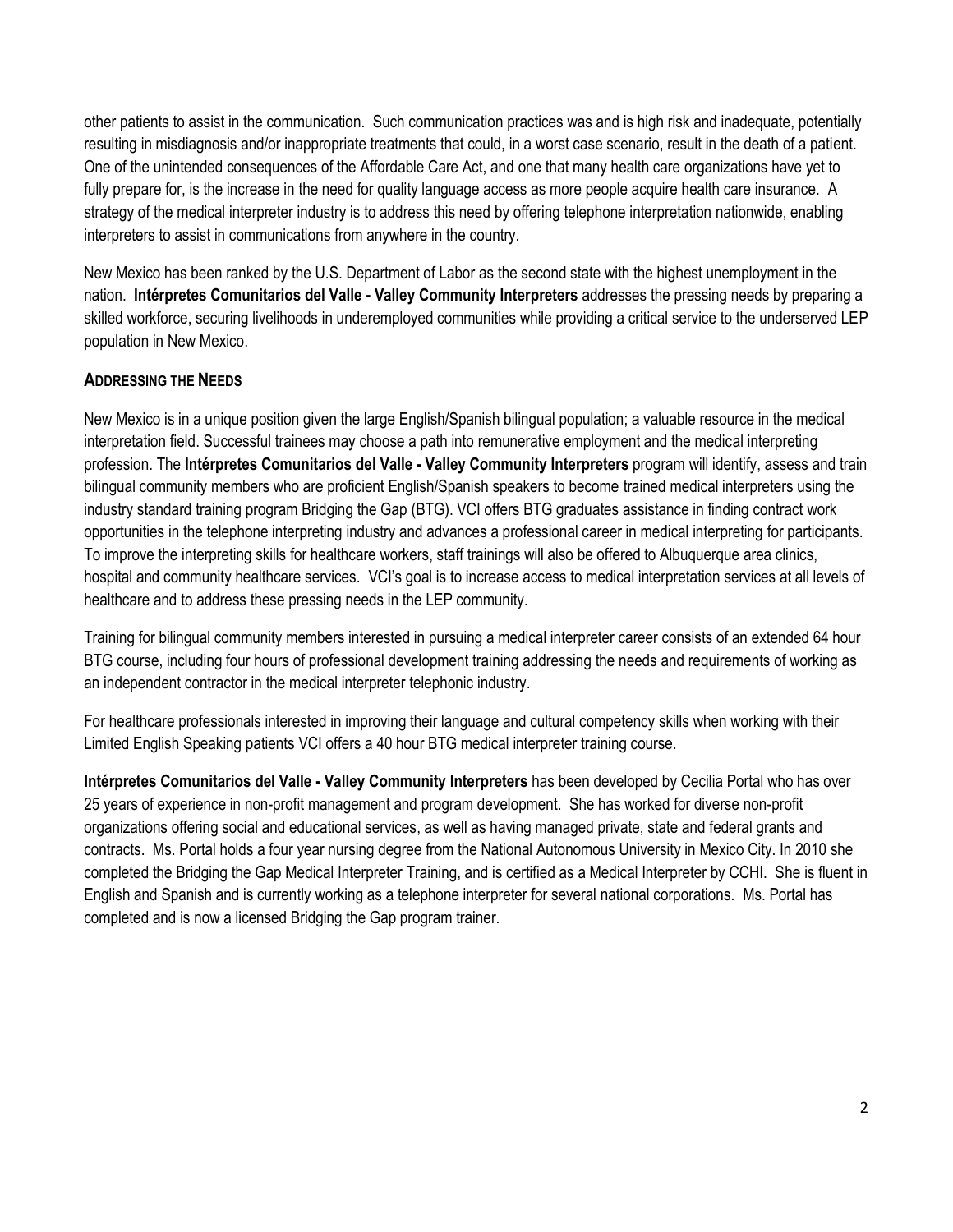other patients to assist in the communication. Such communication practices was and is high risk and inadequate, potentially resulting in misdiagnosis and/or inappropriate treatments that could, in a worst case scenario, result in the death of a patient. One of the unintended consequences of the Affordable Care Act, and one that many health care organizations have yet to fully prepare for, is the increase in the need for quality language access as more people acquire health care insurance. A strategy of the medical interpreter industry is to address this need by offering telephone interpretation nationwide, enabling interpreters to assist in communications from anywhere in the country.

New Mexico has been ranked by the U.S. Department of Labor as the second state with the highest unemployment in the nation. **Intérpretes Comunitarios del Valle - Valley Community Interpreters** addresses the pressing needs by preparing a skilled workforce, securing livelihoods in underemployed communities while providing a critical service to the underserved LEP population in New Mexico.

### ADDRESSING THE NEEDS

New Mexico is in a unique position given the large English/Spanish bilingual population; a valuable resource in the medical interpretation field. Successful trainees may choose a path into remunerative employment and the medical interpreting profession. The **Intérpretes Comunitarios del Valle - Valley Community Interpreters** program will identify, assess and train bilingual community members who are proficient English/Spanish speakers to become trained medical interpreters using the industry standard training program Bridging the Gap (BTG). VCI offers BTG graduates assistance in finding contract work opportunities in the telephone interpreting industry and advances a professional career in medical interpreting for participants. To improve the interpreting skills for healthcare workers, staff trainings will also be offered to Albuquerque area clinics, hospital and community healthcare services. VCI's goal is to increase access to medical interpretation services at all levels of healthcare and to address these pressing needs in the LEP community.

Training for bilingual community members interested in pursuing a medical interpreter career consists of an extended 64 hour BTG course, including four hours of professional development training addressing the needs and requirements of working as an independent contractor in the medical interpreter telephonic industry.

For healthcare professionals interested in improving their language and cultural competency skills when working with their Limited English Speaking patients VCI offers a 40 hour BTG medical interpreter training course.

**Intérpretes Comunitarios del Valle - Valley Community Interpreters** has been developed by Cecilia Portal who has over 25 years of experience in non-profit management and program development. She has worked for diverse non-profit organizations offering social and educational services, as well as having managed private, state and federal grants and contracts. Ms. Portal holds a four year nursing degree from the National Autonomous University in Mexico City. In 2010 she completed the Bridging the Gap Medical Interpreter Training, and is certified as a Medical Interpreter by CCHI. She is fluent in English and Spanish and is currently working as a telephone interpreter for several national corporations. Ms. Portal has completed and is now a licensed Bridging the Gap program trainer.